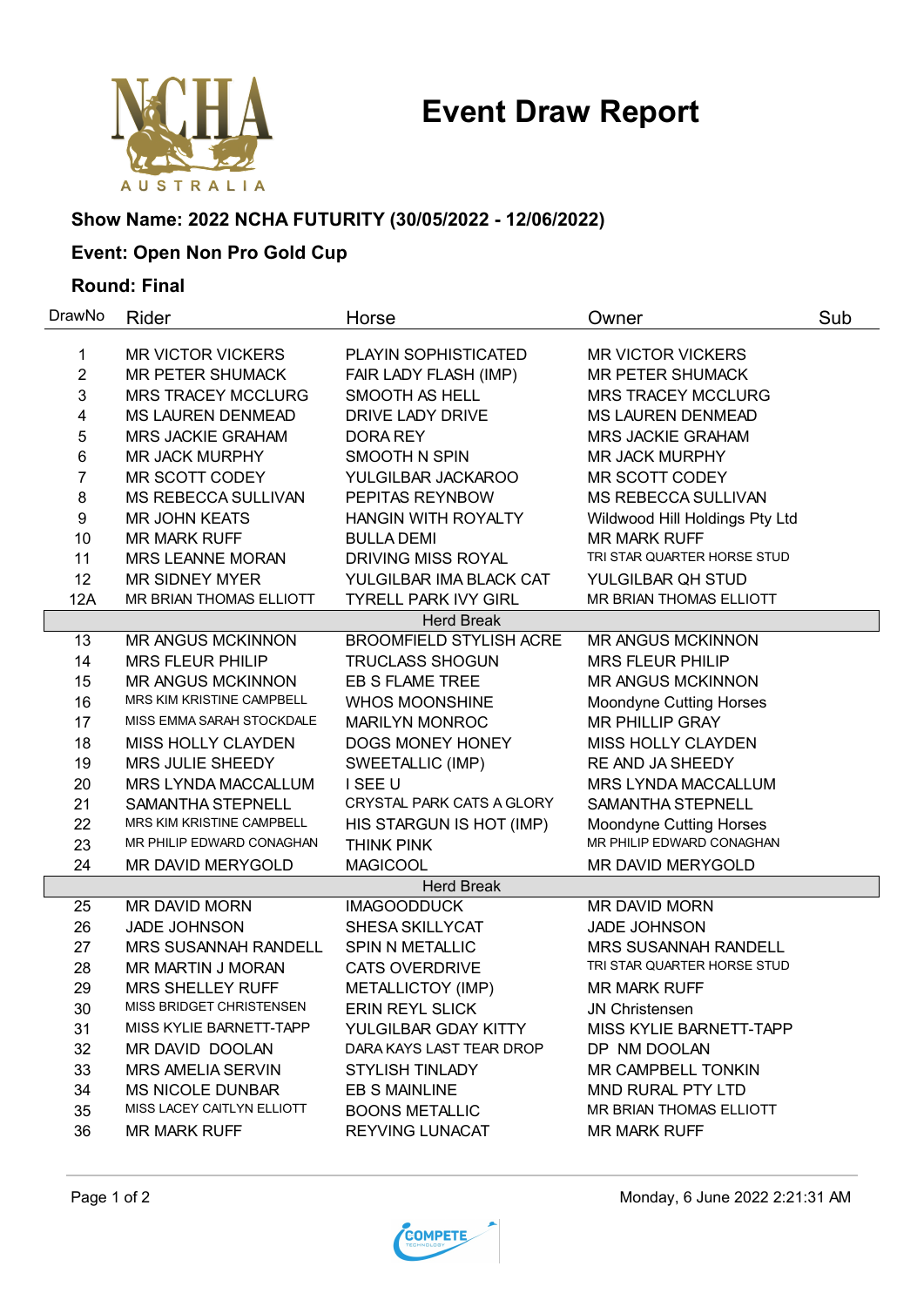# Event Draw Report

**Show Name: 2022 NCHA FUTURITY (30/05/2022 - 12/06/2022)**

**Event: Open Non Pro Gold Cup**

**Round: Final**

| DrawNo | Rider | Horse | Owner | Sub |
|---|---|---|---|---|
| 1 | MR VICTOR VICKERS | PLAYIN SOPHISTICATED | MR VICTOR VICKERS | |
| 2 | MR PETER SHUMACK | FAIR LADY FLASH (IMP) | MR PETER SHUMACK | |
| 3 | MRS TRACEY MCCLURG | SMOOTH AS HELL | MRS TRACEY MCCLURG | |
| 4 | MS LAUREN DENMEAD | DRIVE LADY DRIVE | MS LAUREN DENMEAD | |
| 5 | MRS JACKIE GRAHAM | DORA REY | MRS JACKIE GRAHAM | |
| 6 | MR JACK MURPHY | SMOOTH N SPIN | MR JACK MURPHY | |
| 7 | MR SCOTT CODEY | YULGILBAR JACKAROO | MR SCOTT CODEY | |
| 8 | MS REBECCA SULLIVAN | PEPITAS REYNBOW | MS REBECCA SULLIVAN | |
| 9 | MR JOHN KEATS | HANGIN WITH ROYALTY | Wildwood Hill Holdings Pty Ltd | |
| 10 | MR MARK RUFF | BULLA DEMI | MR MARK RUFF | |
| 11 | MRS LEANNE MORAN | DRIVING MISS ROYAL | TRI STAR QUARTER HORSE STUD | |
| 12 | MR SIDNEY MYER | YULGILBAR IMA BLACK CAT | YULGILBAR QH STUD | |
| 12A | MR BRIAN THOMAS ELLIOTT | TYRELL PARK IVY GIRL | MR BRIAN THOMAS ELLIOTT | |
| | | Herd Break | | |
| 13 | MR ANGUS MCKINNON | BROOMFIELD STYLISH ACRE | MR ANGUS MCKINNON | |
| 14 | MRS FLEUR PHILIP | TRUCLASS SHOGUN | MRS FLEUR PHILIP | |
| 15 | MR ANGUS MCKINNON | EB S FLAME TREE | MR ANGUS MCKINNON | |
| 16 | MRS KIM KRISTINE CAMPBELL | WHOS MOONSHINE | Moondyne Cutting Horses | |
| 17 | MISS EMMA SARAH STOCKDALE | MARILYN MONROC | MR PHILLIP GRAY | |
| 18 | MISS HOLLY CLAYDEN | DOGS MONEY HONEY | MISS HOLLY CLAYDEN | |
| 19 | MRS JULIE SHEEDY | SWEETALLIC (IMP) | RE AND JA SHEEDY | |
| 20 | MRS LYNDA MACCALLUM | I SEE U | MRS LYNDA MACCALLUM | |
| 21 | SAMANTHA STEPNELL | CRYSTAL PARK CATS A GLORY | SAMANTHA STEPNELL | |
| 22 | MRS KIM KRISTINE CAMPBELL | HIS STARGUN IS HOT (IMP) | Moondyne Cutting Horses | |
| 23 | MR PHILIP EDWARD CONAGHAN | THINK PINK | MR PHILIP EDWARD CONAGHAN | |
| 24 | MR DAVID MERYGOLD | MAGICOOL | MR DAVID MERYGOLD | |
| | | Herd Break | | |
| 25 | MR DAVID MORN | IMAGOODDUCK | MR DAVID MORN | |
| 26 | JADE JOHNSON | SHESA SKILLYCAT | JADE JOHNSON | |
| 27 | MRS SUSANNAH RANDELL | SPIN N METALLIC | MRS SUSANNAH RANDELL | |
| 28 | MR MARTIN J MORAN | CATS OVERDRIVE | TRI STAR QUARTER HORSE STUD | |
| 29 | MRS SHELLEY RUFF | METALLICTOY (IMP) | MR MARK RUFF | |
| 30 | MISS BRIDGET CHRISTENSEN | ERIN REYL SLICK | JN Christensen | |
| 31 | MISS KYLIE BARNETT-TAPP | YULGILBAR GDAY KITTY | MISS KYLIE BARNETT-TAPP | |
| 32 | MR DAVID DOOLAN | DARA KAYS LAST TEAR DROP | DP NM DOOLAN | |
| 33 | MRS AMELIA SERVIN | STYLISH TINLADY | MR CAMPBELL TONKIN | |
| 34 | MS NICOLE DUNBAR | EB S MAINLINE | MND RURAL PTY LTD | |
| 35 | MISS LACEY CAITLYN ELLIOTT | BOONS METALLIC | MR BRIAN THOMAS ELLIOTT | |
| 36 | MR MARK RUFF | REYVING LUNACAT | MR MARK RUFF | |

Monday, 6 June 2022 2:21:31 AM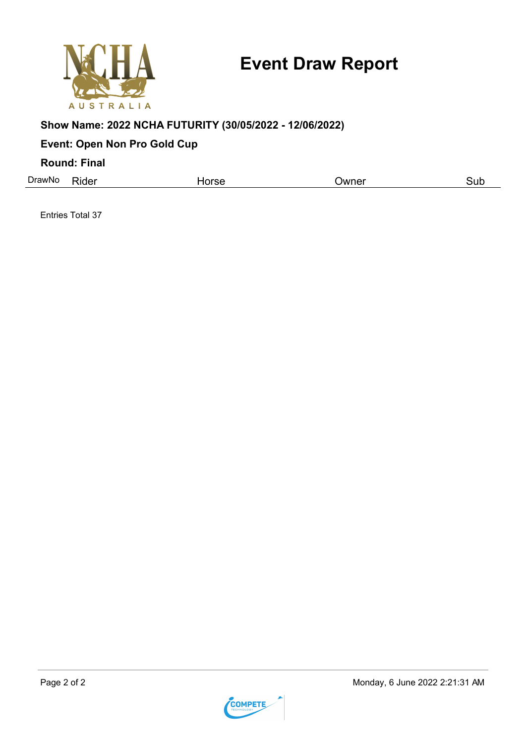# Event Draw Report

**Show Name: 2022 NCHA FUTURITY (30/05/2022 - 12/06/2022)**

**Event: Open Non Pro Gold Cup**

**Round: Final**

| DrawNo | Rider | Horse | Owner | Sub |
|---|---|---|---|---|

Entries Total 37

Monday, 6 June 2022 2:21:31 AM